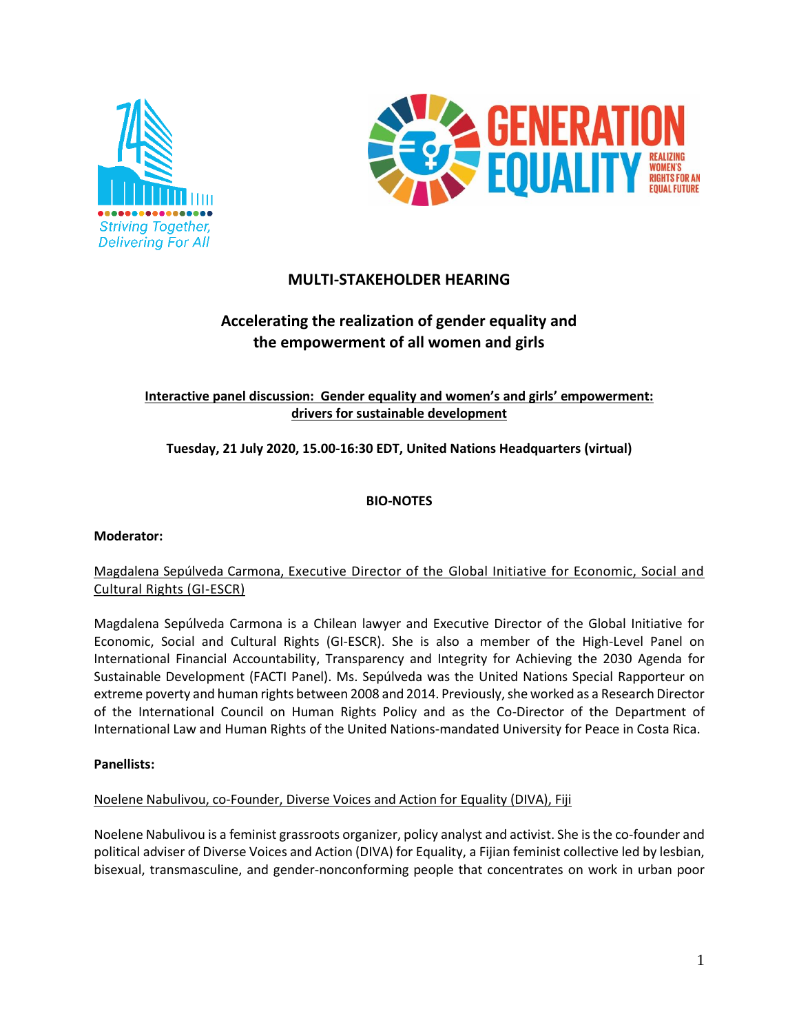## MULTI-STAKEHOLDER HEARING

## Accelerating the realization of gender equality and the empowerment of all women and girls

**Interactive panel discussion: Gender equality and women's and girls' empowerment: drivers for sustainable development**

**Tuesday, 21 July 2020, 15.00-16:30 EDT, United Nations Headquarters (virtual)**

**BIO-NOTES**

**Moderator:**

Magdalena Sepúlveda Carmona, Executive Director of the Global Initiative for Economic, Social and Cultural Rights (GI-ESCR)

Magdalena Sepúlveda Carmona is a Chilean lawyer and Executive Director of the Global Initiative for Economic, Social and Cultural Rights (GI-ESCR). She is also a member of the High-Level Panel on International Financial Accountability, Transparency and Integrity for Achieving the 2030 Agenda for Sustainable Development (FACTI Panel). Ms. Sepúlveda was the United Nations Special Rapporteur on extreme poverty and human rights between 2008 and 2014. Previously, she worked as a Research Director of the International Council on Human Rights Policy and as the Co-Director of the Department of International Law and Human Rights of the United Nations-mandated University for Peace in Costa Rica.

**Panellists:**

Noelene Nabulivou, co-Founder, Diverse Voices and Action for Equality (DIVA), Fiji

Noelene Nabulivou is a feminist grassroots organizer, policy analyst and activist. She is the co-founder and political adviser of Diverse Voices and Action (DIVA) for Equality, a Fijian feminist collective led by lesbian, bisexual, transmasculine, and gender-nonconforming people that concentrates on work in urban poor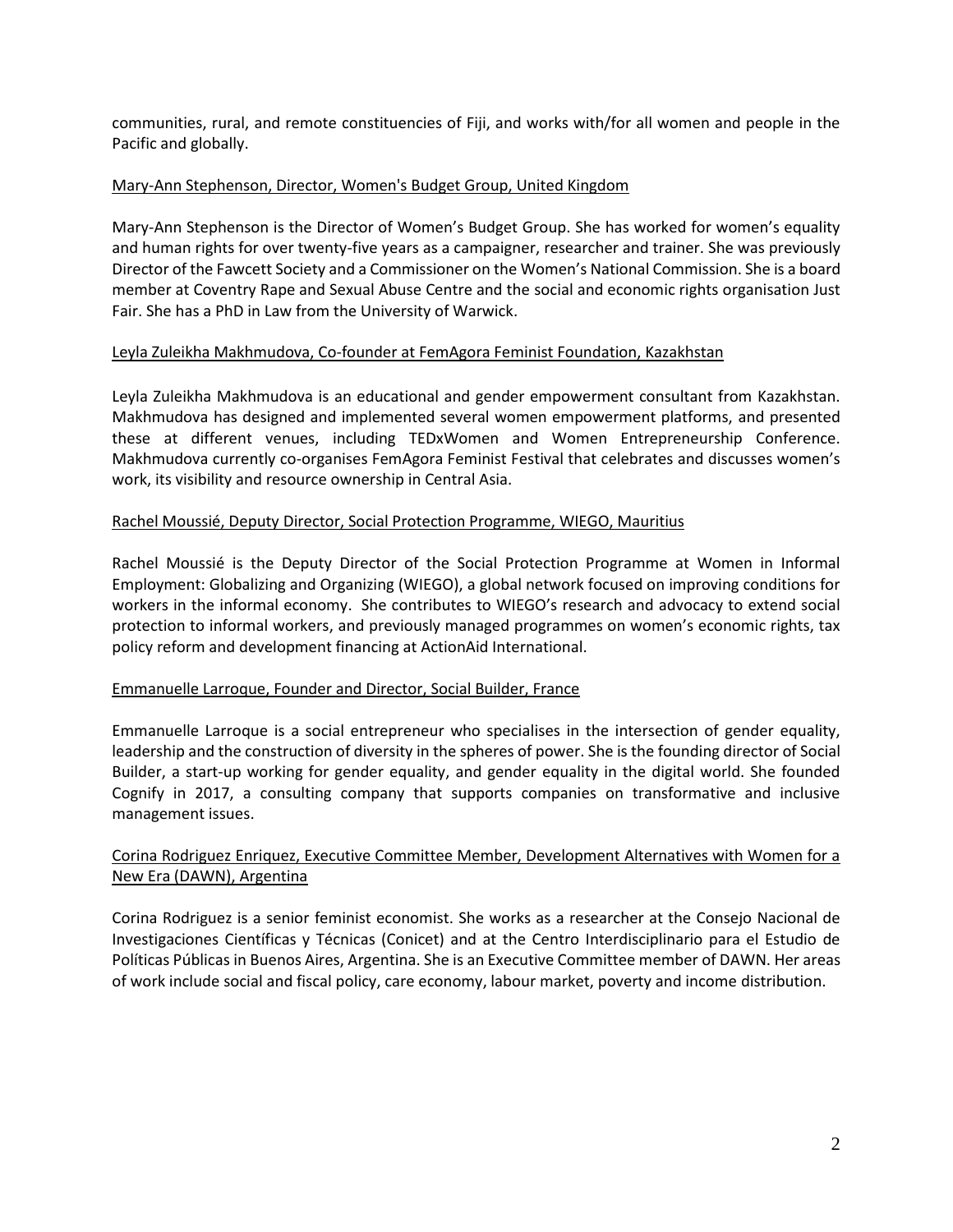communities, rural, and remote constituencies of Fiji, and works with/for all women and people in the Pacific and globally.

Mary-Ann Stephenson, Director, Women's Budget Group, United Kingdom

Mary-Ann Stephenson is the Director of Women's Budget Group. She has worked for women's equality and human rights for over twenty-five years as a campaigner, researcher and trainer. She was previously Director of the Fawcett Society and a Commissioner on the Women's National Commission. She is a board member at Coventry Rape and Sexual Abuse Centre and the social and economic rights organisation Just Fair. She has a PhD in Law from the University of Warwick.

Leyla Zuleikha Makhmudova, Co-founder at FemAgora Feminist Foundation, Kazakhstan

Leyla Zuleikha Makhmudova is an educational and gender empowerment consultant from Kazakhstan. Makhmudova has designed and implemented several women empowerment platforms, and presented these at different venues, including TEDxWomen and Women Entrepreneurship Conference. Makhmudova currently co-organises FemAgora Feminist Festival that celebrates and discusses women's work, its visibility and resource ownership in Central Asia.

Rachel Moussié, Deputy Director, Social Protection Programme, WIEGO, Mauritius

Rachel Moussié is the Deputy Director of the Social Protection Programme at Women in Informal Employment: Globalizing and Organizing (WIEGO), a global network focused on improving conditions for workers in the informal economy. She contributes to WIEGO's research and advocacy to extend social protection to informal workers, and previously managed programmes on women's economic rights, tax policy reform and development financing at ActionAid International.

Emmanuelle Larroque, Founder and Director, Social Builder, France

Emmanuelle Larroque is a social entrepreneur who specialises in the intersection of gender equality, leadership and the construction of diversity in the spheres of power. She is the founding director of Social Builder, a start-up working for gender equality, and gender equality in the digital world. She founded Cognify in 2017, a consulting company that supports companies on transformative and inclusive management issues.

Corina Rodriguez Enriquez, Executive Committee Member, Development Alternatives with Women for a New Era (DAWN), Argentina

Corina Rodriguez is a senior feminist economist. She works as a researcher at the Consejo Nacional de Investigaciones Científicas y Técnicas (Conicet) and at the Centro Interdisciplinario para el Estudio de Políticas Públicas in Buenos Aires, Argentina. She is an Executive Committee member of DAWN. Her areas of work include social and fiscal policy, care economy, labour market, poverty and income distribution.